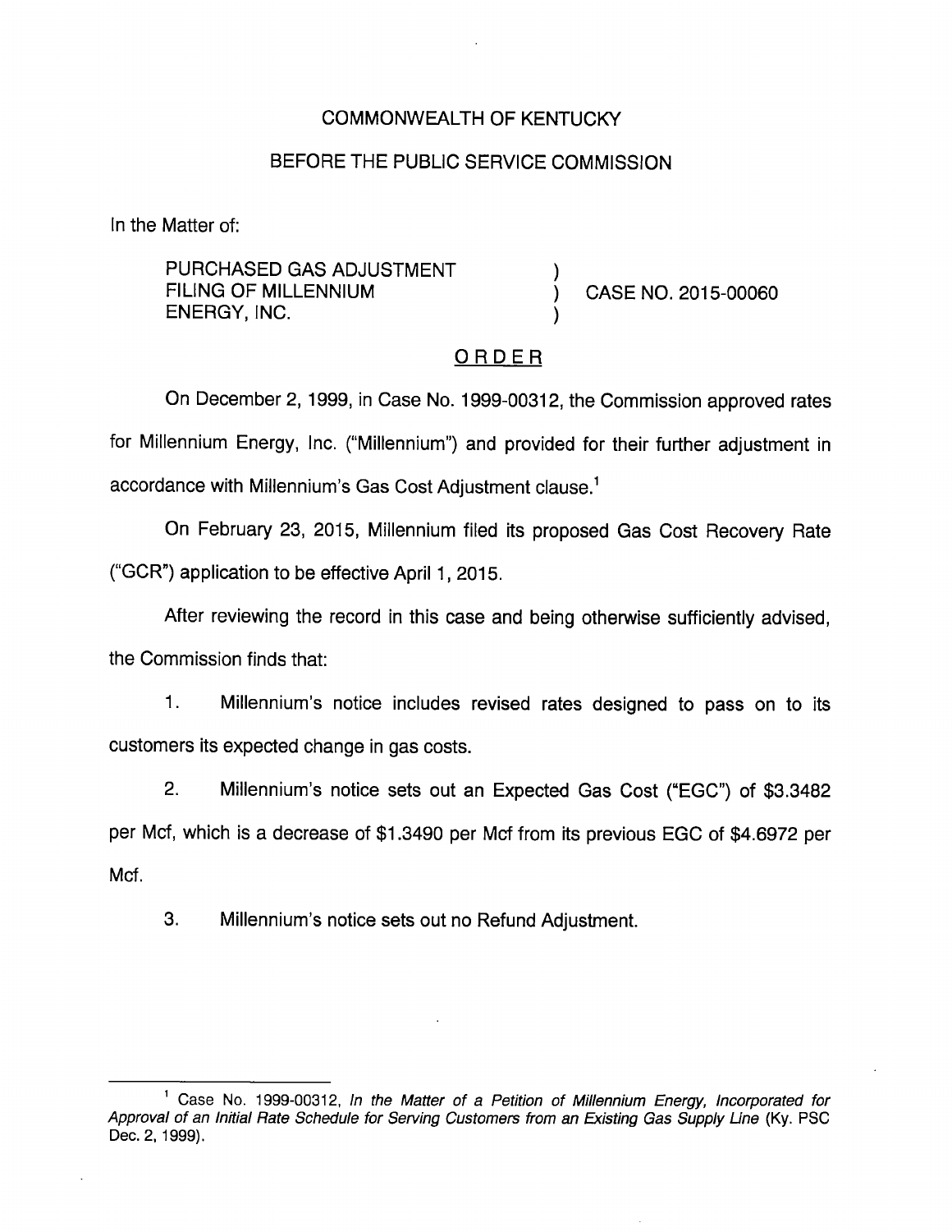COMMONWEALTH OF KENTUCKY

BEFORE THE PUBLIC SERVICE COMMISSION

In the Matter of:

| | | |
|---|---|---|
| PURCHASED GAS ADJUSTMENT FILING OF MILLENNIUM ENERGY, INC. | ) ) ) | CASE NO. 2015-00060 |

ORDER

On December 2, 1999, in Case No. 1999-00312, the Commission approved rates for Millennium Energy, Inc. ("Millennium") and provided for their further adjustment in accordance with Millennium's Gas Cost Adjustment clause.[1]

On February 23, 2015, Millennium filed its proposed Gas Cost Recovery Rate ("GCR") application to be effective April 1, 2015.

After reviewing the record in this case and being otherwise sufficiently advised, the Commission finds that:

1. Millennium's notice includes revised rates designed to pass on to its customers its expected change in gas costs.

2. Millennium's notice sets out an Expected Gas Cost ("EGC") of $3.3482 per Mcf, which is a decrease of $1.3490 per Mcf from its previous EGC of $4.6972 per Mcf.

3. Millennium's notice sets out no Refund Adjustment.

[1] Case No. 1999-00312, *In the Matter of a Petition of Millennium Energy, Incorporated for Approval of an Initial Rate Schedule for Serving Customers from an Existing Gas Supply Line* (Ky. PSC Dec. 2, 1999).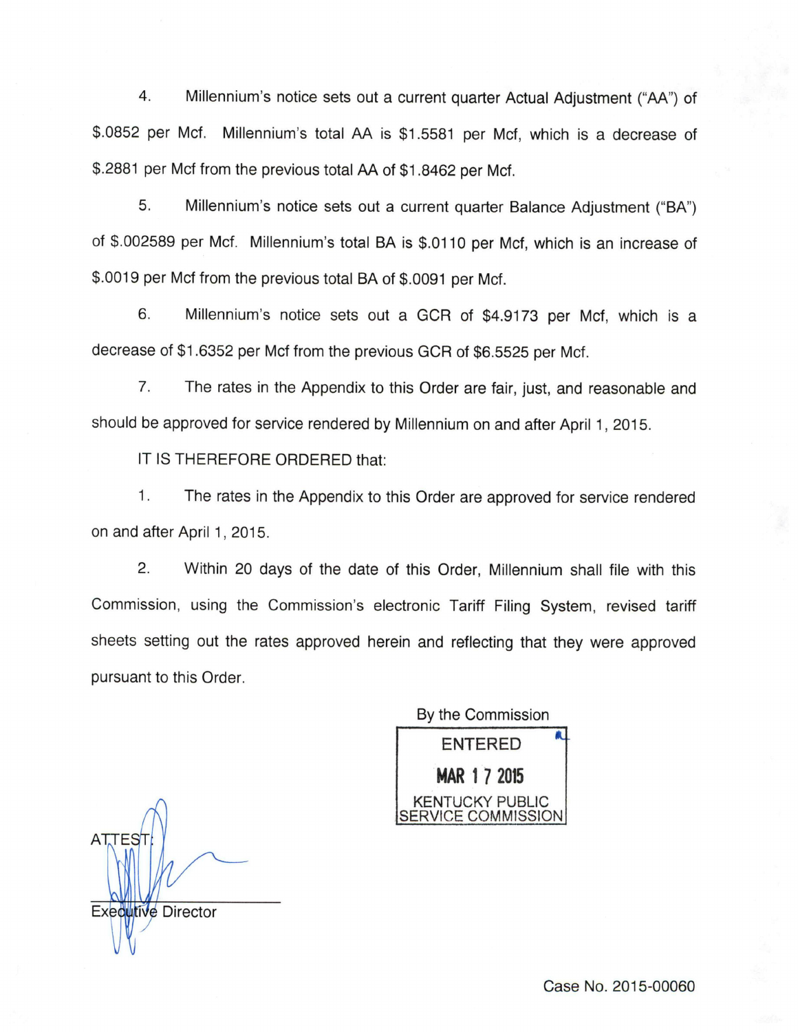4. Millennium's notice sets out a current quarter Actual Adjustment ("AA") of $.0852 per Mcf. Millennium's total AA is $1.5581 per Mcf, which is a decrease of $.2881 per Mcf from the previous total AA of $1.8462 per Mcf.

5. Millennium's notice sets out a current quarter Balance Adjustment ("BA") of $.002589 per Mcf. Millennium's total BA is $.0110 per Mcf, which is an increase of $.0019 per Mcf from the previous total BA of $.0091 per Mcf.

6. Millennium's notice sets out a GCR of $4.9173 per Mcf, which is a decrease of $1.6352 per Mcf from the previous GCR of $6.5525 per Mcf.

7. The rates in the Appendix to this Order are fair, just, and reasonable and should be approved for service rendered by Millennium on and after April 1, 2015.

IT IS THEREFORE ORDERED that:

1. The rates in the Appendix to this Order are approved for service rendered on and after April 1, 2015.

2. Within 20 days of the date of this Order, Millennium shall file with this Commission, using the Commission's electronic Tariff Filing System, revised tariff sheets setting out the rates approved herein and reflecting that they were approved pursuant to this Order.

By the Commission

ENTERED

MAR 17 2015

KENTUCKY PUBLIC SERVICE COMMISSION

ATTEST:

Executive Director

Case No. 2015-00060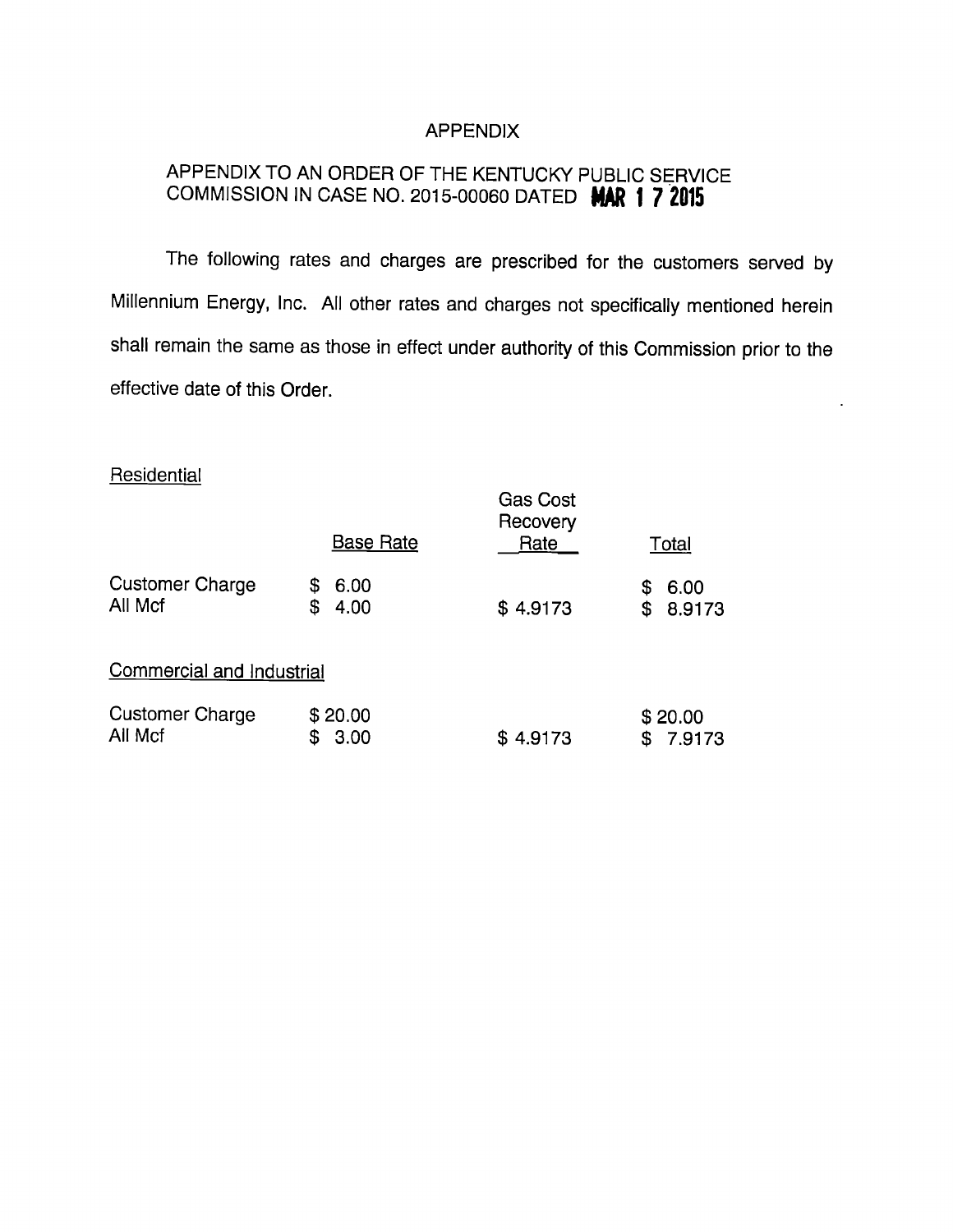# APPENDIX

## APPENDIX TO AN ORDER OF THE KENTUCKY PUBLIC SERVICE COMMISSION IN CASE NO. 2015-00060 DATED MAR 17 2015

The following rates and charges are prescribed for the customers served by Millennium Energy, Inc. All other rates and charges not specifically mentioned herein shall remain the same as those in effect under authority of this Commission prior to the effective date of this Order.

Residential

| | Base Rate | Gas Cost Recovery Rate | Total |
|---|---|---|---|
| Customer Charge | $ 6.00 | | $ 6.00 |
| All Mcf | $ 4.00 | $ 4.9173 | $ 8.9173 |

Commercial and Industrial

| | Base Rate | Gas Cost Recovery Rate | Total |
|---|---|---|---|
| Customer Charge | $ 20.00 | | $ 20.00 |
| All Mcf | $ 3.00 | $ 4.9173 | $ 7.9173 |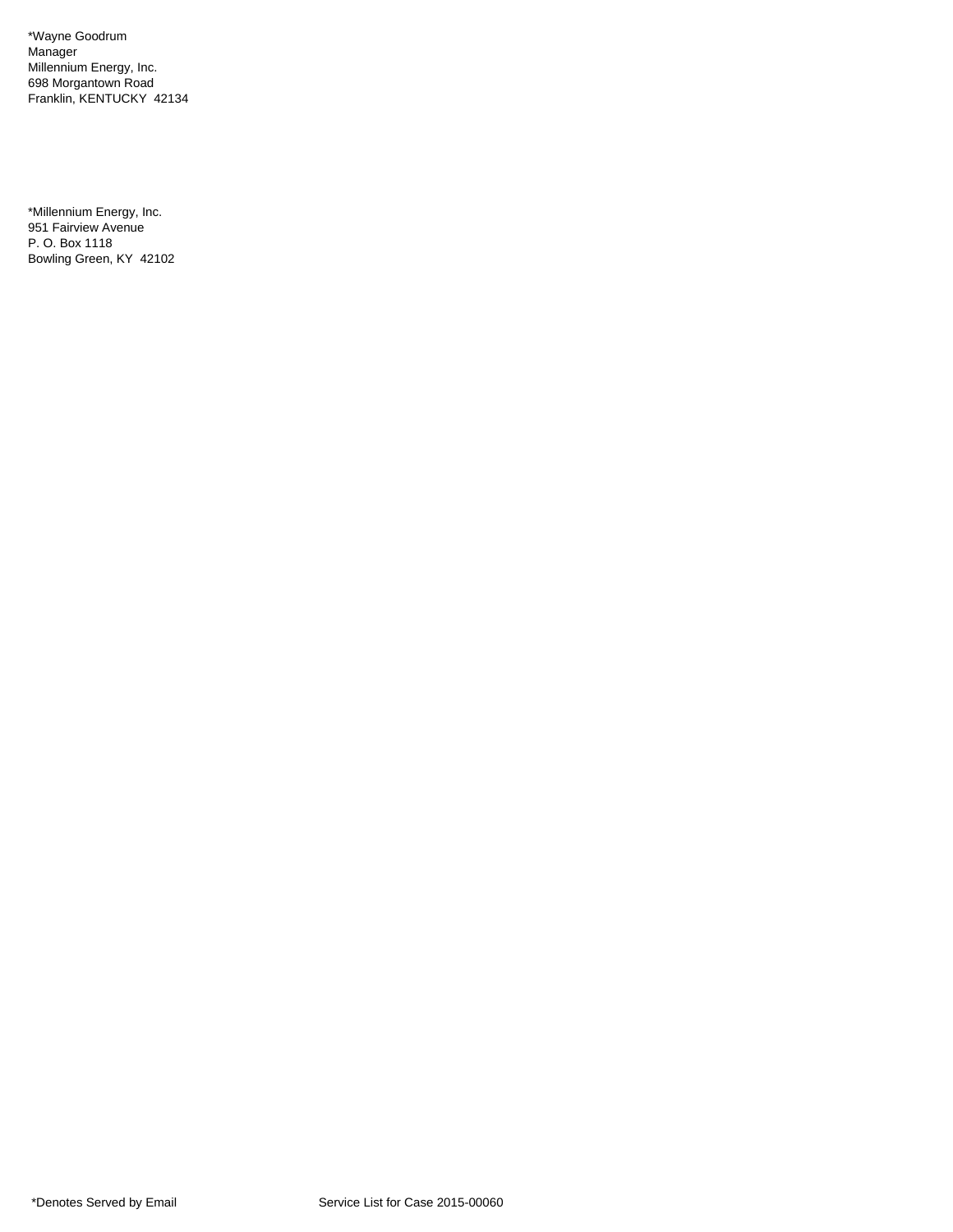*Wayne Goodrum
Manager
Millennium Energy, Inc.
698 Morgantown Road
Franklin, KENTUCKY  42134

*Millennium Energy, Inc.
951 Fairview Avenue
P. O. Box 1118
Bowling Green, KY  42102

*Denotes Served by Email

Service List for Case 2015-00060